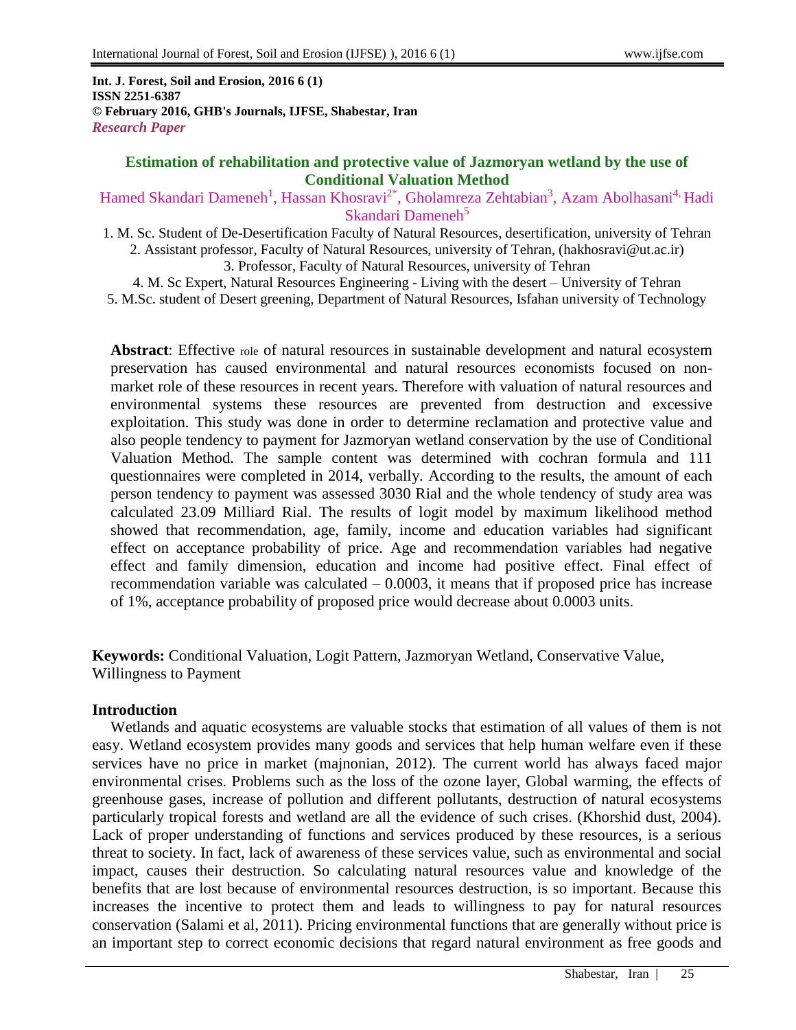**Int. J. Forest, Soil and Erosion, 2016 6 (1)**
**ISSN 2251-6387**
**© February 2016, GHB's Journals, IJFSE, Shabestar, Iran**
***Research Paper***

# Estimation of rehabilitation and protective value of Jazmoryan wetland by the use of Conditional Valuation Method

Hamed Skandari Dameneh[1], Hassan Khosravi[2*], Gholamreza Zehtabian[3], Azam Abolhasani[4], Hadi Skandari Dameneh[5]

1. M. Sc. Student of De-Desertification Faculty of Natural Resources, desertification, university of Tehran
2. Assistant professor, Faculty of Natural Resources, university of Tehran, (hakhosravi@ut.ac.ir)
3. Professor, Faculty of Natural Resources, university of Tehran
4. M. Sc Expert, Natural Resources Engineering - Living with the desert – University of Tehran
5. M.Sc. student of Desert greening, Department of Natural Resources, Isfahan university of Technology

**Abstract**: Effective role of natural resources in sustainable development and natural ecosystem preservation has caused environmental and natural resources economists focused on non-market role of these resources in recent years. Therefore with valuation of natural resources and environmental systems these resources are prevented from destruction and excessive exploitation. This study was done in order to determine reclamation and protective value and also people tendency to payment for Jazmoryan wetland conservation by the use of Conditional Valuation Method. The sample content was determined with cochran formula and 111 questionnaires were completed in 2014, verbally. According to the results, the amount of each person tendency to payment was assessed 3030 Rial and the whole tendency of study area was calculated 23.09 Milliard Rial. The results of logit model by maximum likelihood method showed that recommendation, age, family, income and education variables had significant effect on acceptance probability of price. Age and recommendation variables had negative effect and family dimension, education and income had positive effect. Final effect of recommendation variable was calculated – 0.0003, it means that if proposed price has increase of 1%, acceptance probability of proposed price would decrease about 0.0003 units.

**Keywords:** Conditional Valuation, Logit Pattern, Jazmoryan Wetland, Conservative Value, Willingness to Payment

## Introduction

Wetlands and aquatic ecosystems are valuable stocks that estimation of all values of them is not easy. Wetland ecosystem provides many goods and services that help human welfare even if these services have no price in market (majnonian, 2012). The current world has always faced major environmental crises. Problems such as the loss of the ozone layer, Global warming, the effects of greenhouse gases, increase of pollution and different pollutants, destruction of natural ecosystems particularly tropical forests and wetland are all the evidence of such crises. (Khorshid dust, 2004). Lack of proper understanding of functions and services produced by these resources, is a serious threat to society. In fact, lack of awareness of these services value, such as environmental and social impact, causes their destruction. So calculating natural resources value and knowledge of the benefits that are lost because of environmental resources destruction, is so important. Because this increases the incentive to protect them and leads to willingness to pay for natural resources conservation (Salami et al, 2011). Pricing environmental functions that are generally without price is an important step to correct economic decisions that regard natural environment as free goods and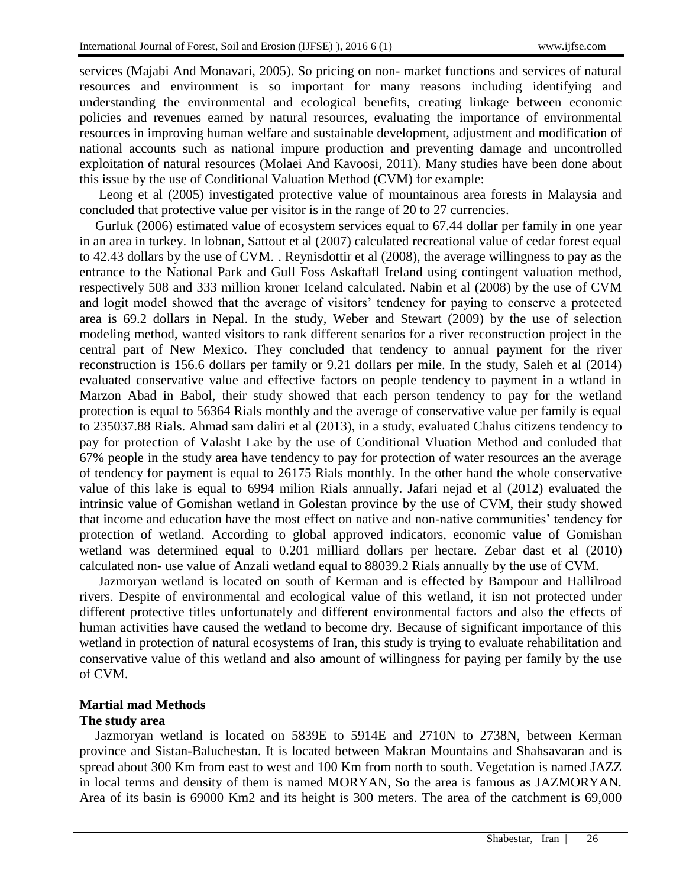services (Majabi And Monavari, 2005). So pricing on non- market functions and services of natural resources and environment is so important for many reasons including identifying and understanding the environmental and ecological benefits, creating linkage between economic policies and revenues earned by natural resources, evaluating the importance of environmental resources in improving human welfare and sustainable development, adjustment and modification of national accounts such as national impure production and preventing damage and uncontrolled exploitation of natural resources (Molaei And Kavoosi, 2011). Many studies have been done about this issue by the use of Conditional Valuation Method (CVM) for example:

Leong et al (2005) investigated protective value of mountainous area forests in Malaysia and concluded that protective value per visitor is in the range of 20 to 27 currencies.

Gurluk (2006) estimated value of ecosystem services equal to 67.44 dollar per family in one year in an area in turkey. In lobnan, Sattout et al (2007) calculated recreational value of cedar forest equal to 42.43 dollars by the use of CVM. . Reynisdottir et al (2008), the average willingness to pay as the entrance to the National Park and Gull Foss Askaftafl Ireland using contingent valuation method, respectively 508 and 333 million kroner Iceland calculated. Nabin et al (2008) by the use of CVM and logit model showed that the average of visitors' tendency for paying to conserve a protected area is 69.2 dollars in Nepal. In the study, Weber and Stewart (2009) by the use of selection modeling method, wanted visitors to rank different senarios for a river reconstruction project in the central part of New Mexico. They concluded that tendency to annual payment for the river reconstruction is 156.6 dollars per family or 9.21 dollars per mile. In the study, Saleh et al (2014) evaluated conservative value and effective factors on people tendency to payment in a wtland in Marzon Abad in Babol, their study showed that each person tendency to pay for the wetland protection is equal to 56364 Rials monthly and the average of conservative value per family is equal to 235037.88 Rials. Ahmad sam daliri et al (2013), in a study, evaluated Chalus citizens tendency to pay for protection of Valasht Lake by the use of Conditional Vluation Method and conluded that 67% people in the study area have tendency to pay for protection of water resources an the average of tendency for payment is equal to 26175 Rials monthly. In the other hand the whole conservative value of this lake is equal to 6994 milion Rials annually. Jafari nejad et al (2012) evaluated the intrinsic value of Gomishan wetland in Golestan province by the use of CVM, their study showed that income and education have the most effect on native and non-native communities' tendency for protection of wetland. According to global approved indicators, economic value of Gomishan wetland was determined equal to 0.201 milliard dollars per hectare. Zebar dast et al (2010) calculated non- use value of Anzali wetland equal to 88039.2 Rials annually by the use of CVM.

Jazmoryan wetland is located on south of Kerman and is effected by Bampour and Hallilroad rivers. Despite of environmental and ecological value of this wetland, it isn not protected under different protective titles unfortunately and different environmental factors and also the effects of human activities have caused the wetland to become dry. Because of significant importance of this wetland in protection of natural ecosystems of Iran, this study is trying to evaluate rehabilitation and conservative value of this wetland and also amount of willingness for paying per family by the use of CVM.

## Martial mad Methods

### The study area

Jazmoryan wetland is located on 5839E to 5914E and 2710N to 2738N, between Kerman province and Sistan-Baluchestan. It is located between Makran Mountains and Shahsavaran and is spread about 300 Km from east to west and 100 Km from north to south. Vegetation is named JAZZ in local terms and density of them is named MORYAN, So the area is famous as JAZMORYAN. Area of its basin is 69000 Km2 and its height is 300 meters. The area of the catchment is 69,000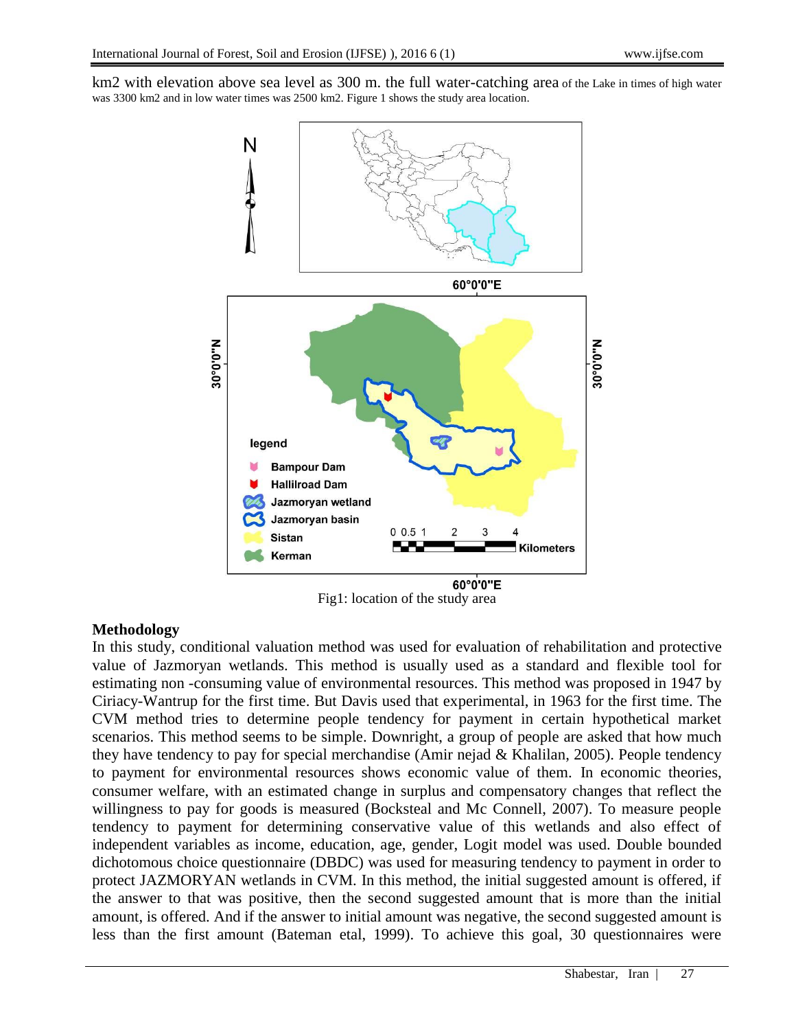km2 with elevation above sea level as 300 m. the full water-catching area of the Lake in times of high water was 3300 km2 and in low water times was 2500 km2. Figure 1 shows the study area location.

Fig1: location of the study area

## Methodology

In this study, conditional valuation method was used for evaluation of rehabilitation and protective value of Jazmoryan wetlands. This method is usually used as a standard and flexible tool for estimating non -consuming value of environmental resources. This method was proposed in 1947 by Ciriacy-Wantrup for the first time. But Davis used that experimental, in 1963 for the first time. The CVM method tries to determine people tendency for payment in certain hypothetical market scenarios. This method seems to be simple. Downright, a group of people are asked that how much they have tendency to pay for special merchandise (Amir nejad & Khalilan, 2005). People tendency to payment for environmental resources shows economic value of them. In economic theories, consumer welfare, with an estimated change in surplus and compensatory changes that reflect the willingness to pay for goods is measured (Bocksteal and Mc Connell, 2007). To measure people tendency to payment for determining conservative value of this wetlands and also effect of independent variables as income, education, age, gender, Logit model was used. Double bounded dichotomous choice questionnaire (DBDC) was used for measuring tendency to payment in order to protect JAZMORYAN wetlands in CVM. In this method, the initial suggested amount is offered, if the answer to that was positive, then the second suggested amount that is more than the initial amount, is offered. And if the answer to initial amount was negative, the second suggested amount is less than the first amount (Bateman etal, 1999). To achieve this goal, 30 questionnaires were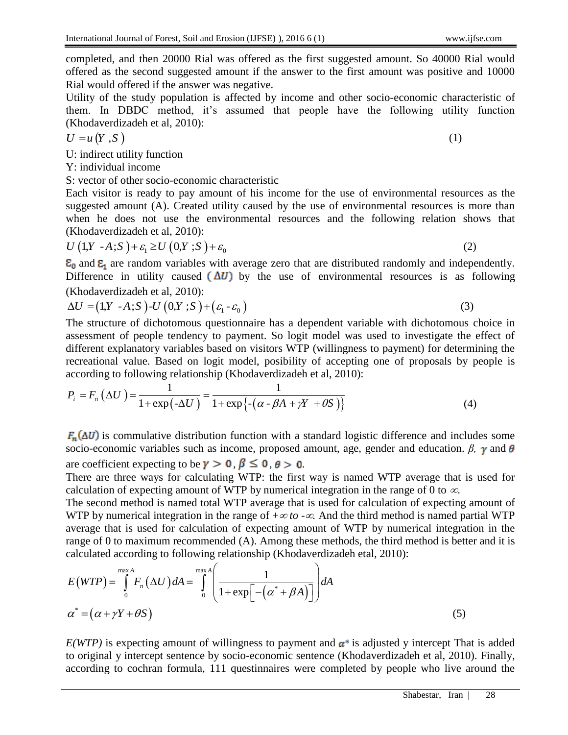completed, and then 20000 Rial was offered as the first suggested amount. So 40000 Rial would offered as the second suggested amount if the answer to the first amount was positive and 10000 Rial would offered if the answer was negative.

Utility of the study population is affected by income and other socio-economic characteristic of them. In DBDC method, it's assumed that people have the following utility function (Khodaverdizadeh et al, 2010):

$$U = u\left(Y, S\right) \tag{1}$$

U: indirect utility function

Y: individual income

S: vector of other socio-economic characteristic

Each visitor is ready to pay amount of his income for the use of environmental resources as the suggested amount (A). Created utility caused by the use of environmental resources is more than when he does not use the environmental resources and the following relation shows that (Khodaverdizadeh et al, 2010):

$$U\left(1, Y - A; S\right) + \varepsilon_1 \geq U\left(0, Y; S\right) + \varepsilon_0 \tag{2}$$

$\varepsilon_0$ and $\varepsilon_1$ are random variables with average zero that are distributed randomly and independently. Difference in utility caused $(\Delta U)$ by the use of environmental resources is as following (Khodaverdizadeh et al, 2010):

$$\Delta U = \left(1, Y - A; S\right) - U\left(0, Y; S\right) + \left(\varepsilon_1 - \varepsilon_0\right) \tag{3}$$

The structure of dichotomous questionnaire has a dependent variable with dichotomous choice in assessment of people tendency to payment. So logit model was used to investigate the effect of different explanatory variables based on visitors WTP (willingness to payment) for determining the recreational value. Based on logit model, posibility of accepting one of proposals by people is according to following relationship (Khodaverdizadeh et al, 2010):

$$P_i = F_n\left(\Delta U\right) = \frac{1}{1 + \exp\left(-\Delta U\right)} = \frac{1}{1 + \exp\left\{-\left(\alpha - \beta A + \gamma Y + \theta S\right)\right\}} \tag{4}$$

$F_n(\Delta U)$ is commulative distribution function with a standard logistic difference and includes some socio-economic variables such as income, proposed amount, age, gender and education. $\beta$, $\gamma$ and $\theta$ are coefficient expecting to be $\gamma > 0$, $\beta \leq 0$, $\theta > 0$.

There are three ways for calculating WTP: the first way is named WTP average that is used for calculation of expecting amount of WTP by numerical integration in the range of 0 to $\infty$.

The second method is named total WTP average that is used for calculation of expecting amount of WTP by numerical integration in the range of $+\infty$ *to* $-\infty$. And the third method is named partial WTP average that is used for calculation of expecting amount of WTP by numerical integration in the range of 0 to maximum recommended (A). Among these methods, the third method is better and it is calculated according to following relationship (Khodaverdizadeh etal, 2010):

$$E\left(WTP\right) = \int_0^{\max A} F_n\left(\Delta U\right) dA = \int_0^{\max A} \left(\frac{1}{1 + \exp\left[-\left(\alpha^* + \beta A\right)\right]}\right) dA$$

$$\alpha^* = \left(\alpha + \gamma Y + \theta S\right) \tag{5}$$

*E(WTP)* is expecting amount of willingness to payment and $\alpha^*$ is adjusted y intercept That is added to original y intercept sentence by socio-economic sentence (Khodaverdizadeh et al, 2010). Finally, according to cochran formula, 111 questinnaires were completed by people who live around the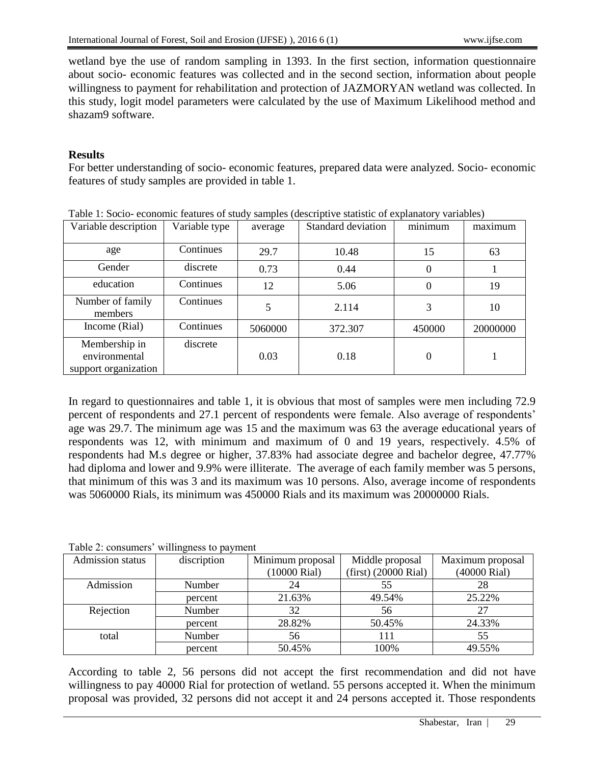wetland bye the use of random sampling in 1393. In the first section, information questionnaire about socio- economic features was collected and in the second section, information about people willingness to payment for rehabilitation and protection of JAZMORYAN wetland was collected. In this study, logit model parameters were calculated by the use of Maximum Likelihood method and shazam9 software.

## Results

For better understanding of socio- economic features, prepared data were analyzed. Socio- economic features of study samples are provided in table 1.

Table 1: Socio- economic features of study samples (descriptive statistic of explanatory variables)

| Variable description | Variable type | average | Standard deviation | minimum | maximum |
|---|---|---|---|---|---|
| age | Continues | 29.7 | 10.48 | 15 | 63 |
| Gender | discrete | 0.73 | 0.44 | 0 | 1 |
| education | Continues | 12 | 5.06 | 0 | 19 |
| Number of family members | Continues | 5 | 2.114 | 3 | 10 |
| Income (Rial) | Continues | 5060000 | 372.307 | 450000 | 20000000 |
| Membership in environmental support organization | discrete | 0.03 | 0.18 | 0 | 1 |

In regard to questionnaires and table 1, it is obvious that most of samples were men including 72.9 percent of respondents and 27.1 percent of respondents were female. Also average of respondents' age was 29.7. The minimum age was 15 and the maximum was 63 the average educational years of respondents was 12, with minimum and maximum of 0 and 19 years, respectively. 4.5% of respondents had M.s degree or higher, 37.83% had associate degree and bachelor degree, 47.77% had diploma and lower and 9.9% were illiterate. The average of each family member was 5 persons, that minimum of this was 3 and its maximum was 10 persons. Also, average income of respondents was 5060000 Rials, its minimum was 450000 Rials and its maximum was 20000000 Rials.

Table 2: consumers' willingness to payment

| Admission status | discription | Minimum proposal (10000 Rial) | Middle proposal (first) (20000 Rial) | Maximum proposal (40000 Rial) |
|---|---|---|---|---|
| Admission | Number | 24 | 55 | 28 |
| | percent | 21.63% | 49.54% | 25.22% |
| Rejection | Number | 32 | 56 | 27 |
| | percent | 28.82% | 50.45% | 24.33% |
| total | Number | 56 | 111 | 55 |
| | percent | 50.45% | 100% | 49.55% |

According to table 2, 56 persons did not accept the first recommendation and did not have willingness to pay 40000 Rial for protection of wetland. 55 persons accepted it. When the minimum proposal was provided, 32 persons did not accept it and 24 persons accepted it. Those respondents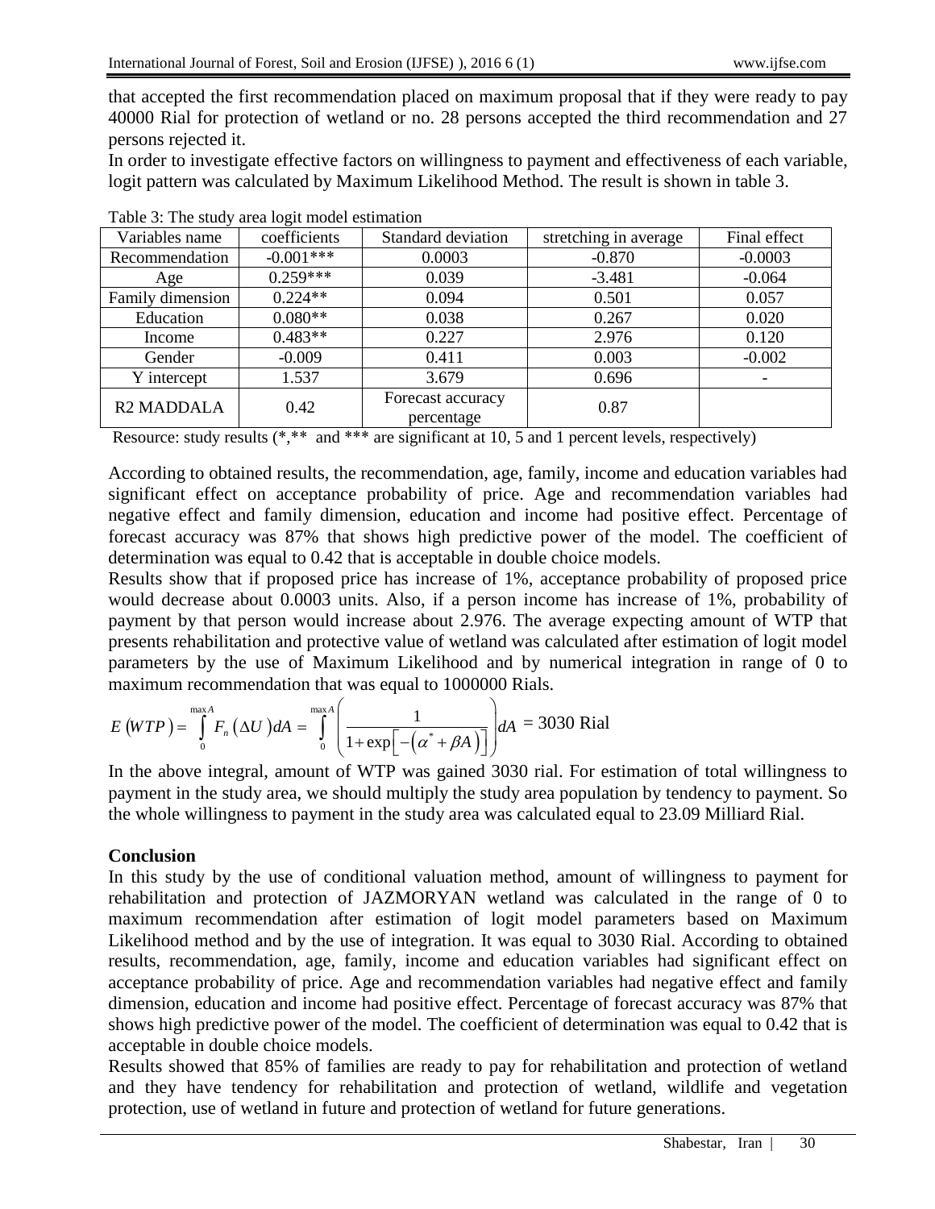that accepted the first recommendation placed on maximum proposal that if they were ready to pay 40000 Rial for protection of wetland or no. 28 persons accepted the third recommendation and 27 persons rejected it.

In order to investigate effective factors on willingness to payment and effectiveness of each variable, logit pattern was calculated by Maximum Likelihood Method. The result is shown in table 3.

Table 3: The study area logit model estimation

| Variables name | coefficients | Standard deviation | stretching in average | Final effect |
|---|---|---|---|---|
| Recommendation | -0.001*** | 0.0003 | -0.870 | -0.0003 |
| Age | 0.259*** | 0.039 | -3.481 | -0.064 |
| Family dimension | 0.224** | 0.094 | 0.501 | 0.057 |
| Education | 0.080** | 0.038 | 0.267 | 0.020 |
| Income | 0.483** | 0.227 | 2.976 | 0.120 |
| Gender | -0.009 | 0.411 | 0.003 | -0.002 |
| Y intercept | 1.537 | 3.679 | 0.696 | - |
| R2 MADDALA | 0.42 | Forecast accuracy percentage | 0.87 | |

Resource: study results (*,** and *** are significant at 10, 5 and 1 percent levels, respectively)

According to obtained results, the recommendation, age, family, income and education variables had significant effect on acceptance probability of price. Age and recommendation variables had negative effect and family dimension, education and income had positive effect. Percentage of forecast accuracy was 87% that shows high predictive power of the model. The coefficient of determination was equal to 0.42 that is acceptable in double choice models.

Results show that if proposed price has increase of 1%, acceptance probability of proposed price would decrease about 0.0003 units. Also, if a person income has increase of 1%, probability of payment by that person would increase about 2.976. The average expecting amount of WTP that presents rehabilitation and protective value of wetland was calculated after estimation of logit model parameters by the use of Maximum Likelihood and by numerical integration in range of 0 to maximum recommendation that was equal to 1000000 Rials.

$$E\left(WTP\right)=\int_{0}^{\max A}F_{n}\left(\Delta U\right)dA=\int_{0}^{\max A}\left(\frac{1}{1+\exp\left[-\left(\alpha^{*}+\beta A\right)\right]}\right)dA = 3030 \text{ Rial}$$

In the above integral, amount of WTP was gained 3030 rial. For estimation of total willingness to payment in the study area, we should multiply the study area population by tendency to payment. So the whole willingness to payment in the study area was calculated equal to 23.09 Milliard Rial.

## Conclusion

In this study by the use of conditional valuation method, amount of willingness to payment for rehabilitation and protection of JAZMORYAN wetland was calculated in the range of 0 to maximum recommendation after estimation of logit model parameters based on Maximum Likelihood method and by the use of integration. It was equal to 3030 Rial. According to obtained results, recommendation, age, family, income and education variables had significant effect on acceptance probability of price. Age and recommendation variables had negative effect and family dimension, education and income had positive effect. Percentage of forecast accuracy was 87% that shows high predictive power of the model. The coefficient of determination was equal to 0.42 that is acceptable in double choice models.

Results showed that 85% of families are ready to pay for rehabilitation and protection of wetland and they have tendency for rehabilitation and protection of wetland, wildlife and vegetation protection, use of wetland in future and protection of wetland for future generations.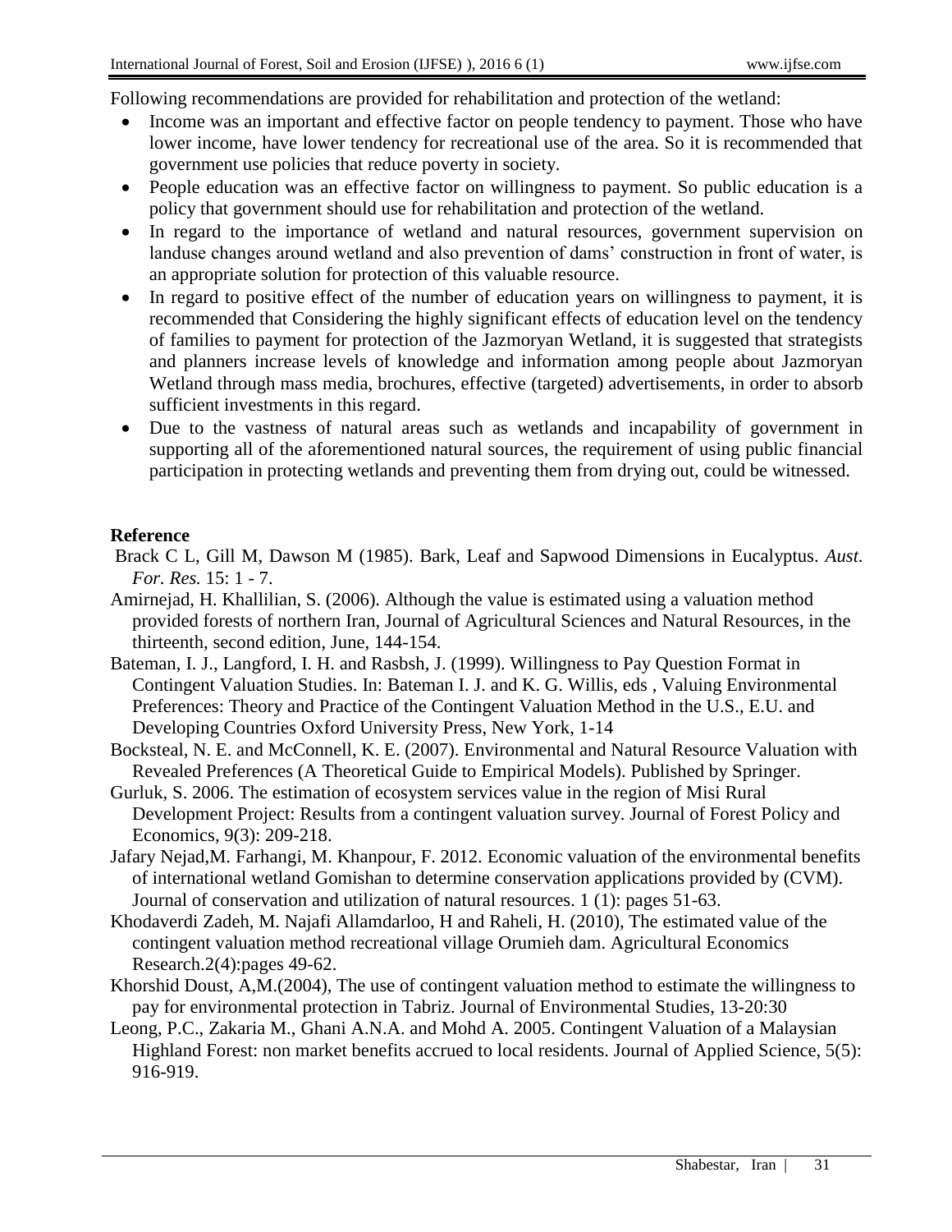Following recommendations are provided for rehabilitation and protection of the wetland:

- Income was an important and effective factor on people tendency to payment. Those who have lower income, have lower tendency for recreational use of the area. So it is recommended that government use policies that reduce poverty in society.
- People education was an effective factor on willingness to payment. So public education is a policy that government should use for rehabilitation and protection of the wetland.
- In regard to the importance of wetland and natural resources, government supervision on landuse changes around wetland and also prevention of dams' construction in front of water, is an appropriate solution for protection of this valuable resource.
- In regard to positive effect of the number of education years on willingness to payment, it is recommended that Considering the highly significant effects of education level on the tendency of families to payment for protection of the Jazmoryan Wetland, it is suggested that strategists and planners increase levels of knowledge and information among people about Jazmoryan Wetland through mass media, brochures, effective (targeted) advertisements, in order to absorb sufficient investments in this regard.
- Due to the vastness of natural areas such as wetlands and incapability of government in supporting all of the aforementioned natural sources, the requirement of using public financial participation in protecting wetlands and preventing them from drying out, could be witnessed.

## Reference

Brack C L, Gill M, Dawson M (1985). Bark, Leaf and Sapwood Dimensions in Eucalyptus. *Aust. For. Res.* 15: 1 - 7.

Amirnejad, H. Khallilian, S. (2006). Although the value is estimated using a valuation method provided forests of northern Iran, Journal of Agricultural Sciences and Natural Resources, in the thirteenth, second edition, June, 144-154.

Bateman, I. J., Langford, I. H. and Rasbsh, J. (1999). Willingness to Pay Question Format in Contingent Valuation Studies. In: Bateman I. J. and K. G. Willis, eds , Valuing Environmental Preferences: Theory and Practice of the Contingent Valuation Method in the U.S., E.U. and Developing Countries Oxford University Press, New York, 1-14

Bocksteal, N. E. and McConnell, K. E. (2007). Environmental and Natural Resource Valuation with Revealed Preferences (A Theoretical Guide to Empirical Models). Published by Springer.

Gurluk, S. 2006. The estimation of ecosystem services value in the region of Misi Rural Development Project: Results from a contingent valuation survey. Journal of Forest Policy and Economics, 9(3): 209-218.

Jafary Nejad,M. Farhangi, M. Khanpour, F. 2012. Economic valuation of the environmental benefits of international wetland Gomishan to determine conservation applications provided by (CVM). Journal of conservation and utilization of natural resources. 1 (1): pages 51-63.

Khodaverdi Zadeh, M. Najafi Allamdarloo, H and Raheli, H. (2010), The estimated value of the contingent valuation method recreational village Orumieh dam. Agricultural Economics Research.2(4):pages 49-62.

Khorshid Doust, A,M.(2004), The use of contingent valuation method to estimate the willingness to pay for environmental protection in Tabriz. Journal of Environmental Studies, 13-20:30

Leong, P.C., Zakaria M., Ghani A.N.A. and Mohd A. 2005. Contingent Valuation of a Malaysian Highland Forest: non market benefits accrued to local residents. Journal of Applied Science, 5(5): 916-919.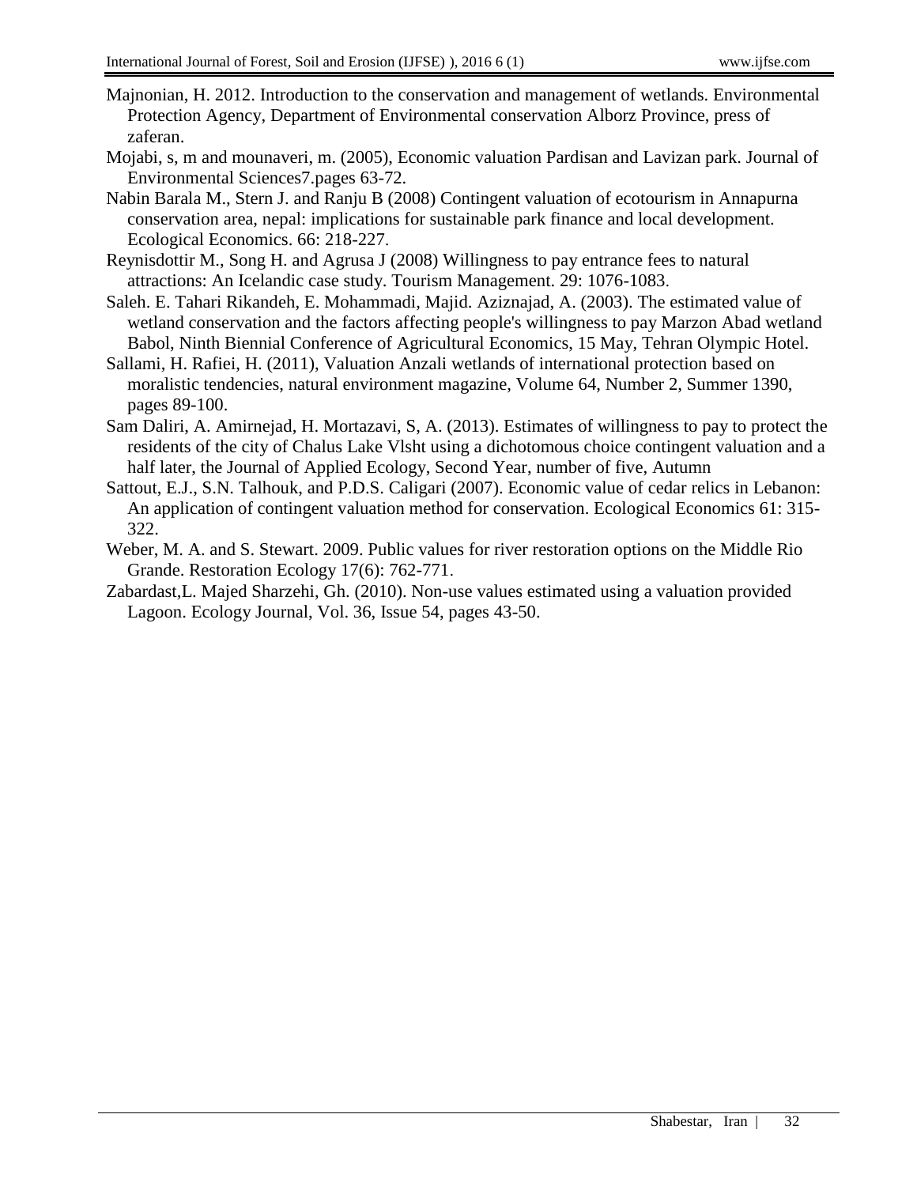Majnonian, H. 2012. Introduction to the conservation and management of wetlands. Environmental Protection Agency, Department of Environmental conservation Alborz Province, press of zaferan.

Mojabi, s, m and mounaveri, m. (2005), Economic valuation Pardisan and Lavizan park. Journal of Environmental Sciences7.pages 63-72.

Nabin Barala M., Stern J. and Ranju B (2008) Contingent valuation of ecotourism in Annapurna conservation area, nepal: implications for sustainable park finance and local development. Ecological Economics. 66: 218-227.

Reynisdottir M., Song H. and Agrusa J (2008) Willingness to pay entrance fees to natural attractions: An Icelandic case study. Tourism Management. 29: 1076-1083.

Saleh. E. Tahari Rikandeh, E. Mohammadi, Majid. Aziznajad, A. (2003). The estimated value of wetland conservation and the factors affecting people's willingness to pay Marzon Abad wetland Babol, Ninth Biennial Conference of Agricultural Economics, 15 May, Tehran Olympic Hotel.

Sallami, H. Rafiei, H. (2011), Valuation Anzali wetlands of international protection based on moralistic tendencies, natural environment magazine, Volume 64, Number 2, Summer 1390, pages 89-100.

Sam Daliri, A. Amirnejad, H. Mortazavi, S, A. (2013). Estimates of willingness to pay to protect the residents of the city of Chalus Lake Vlsht using a dichotomous choice contingent valuation and a half later, the Journal of Applied Ecology, Second Year, number of five, Autumn

Sattout, E.J., S.N. Talhouk, and P.D.S. Caligari (2007). Economic value of cedar relics in Lebanon: An application of contingent valuation method for conservation. Ecological Economics 61: 315-322.

Weber, M. A. and S. Stewart. 2009. Public values for river restoration options on the Middle Rio Grande. Restoration Ecology 17(6): 762-771.

Zabardast,L. Majed Sharzehi, Gh. (2010). Non-use values estimated using a valuation provided Lagoon. Ecology Journal, Vol. 36, Issue 54, pages 43-50.